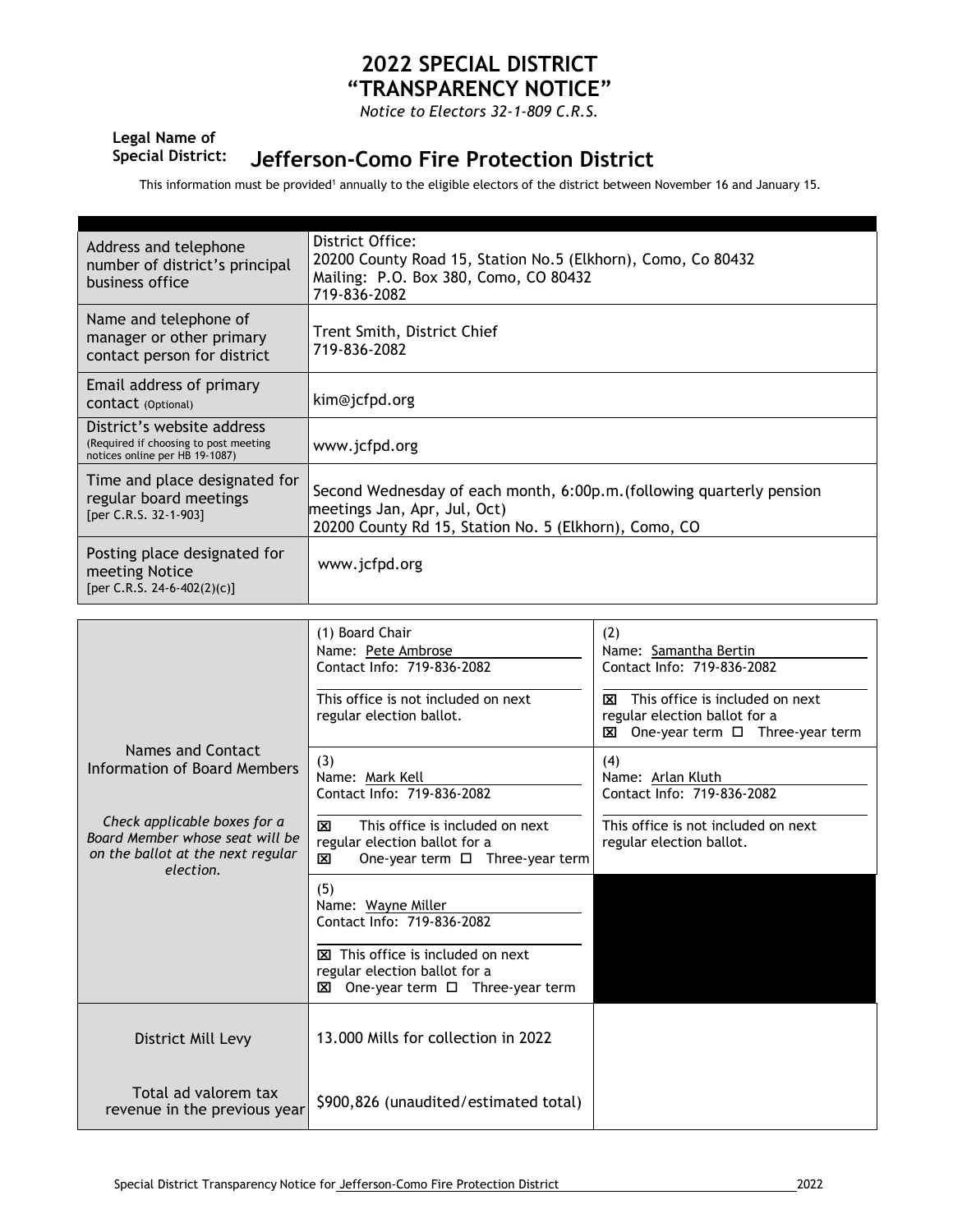# 2022 SPECIAL DISTRICT "TRANSPARENCY NOTICE"

*Notice to Electors 32-1-809 C.R.S.*

**Legal Name of Special District:** **Jefferson-Como Fire Protection District**

This information must be provided[1] annually to the eligible electors of the district between November 16 and January 15.

| | |
|---|---|
| Address and telephone number of district's principal business office | District Office:<br>20200 County Road 15, Station No.5 (Elkhorn), Como, Co 80432<br>Mailing: P.O. Box 380, Como, CO 80432<br>719-836-2082 |
| Name and telephone of manager or other primary contact person for district | Trent Smith, District Chief<br>719-836-2082 |
| Email address of primary contact (Optional) | kim@jcfpd.org |
| District's website address (Required if choosing to post meeting notices online per HB 19-1087) | www.jcfpd.org |
| Time and place designated for regular board meetings [per C.R.S. 32-1-903] | Second Wednesday of each month, 6:00p.m.(following quarterly pension meetings Jan, Apr, Jul, Oct)<br>20200 County Rd 15, Station No. 5 (Elkhorn), Como, CO |
| Posting place designated for meeting Notice [per C.R.S. 24-6-402(2)(c)] | www.jcfpd.org |

| | | |
|---|---|---|
| Names and Contact Information of Board Members<br><br>*Check applicable boxes for a Board Member whose seat will be on the ballot at the next regular election.* | (1) Board Chair<br>Name: Pete Ambrose<br>Contact Info: 719-836-2082<br><br>This office is not included on next regular election ballot. | (2)<br>Name: Samantha Bertin<br>Contact Info: 719-836-2082<br><br>☒ This office is included on next regular election ballot for a<br>☒ One-year term ☐ Three-year term |
| | (3)<br>Name: Mark Kell<br>Contact Info: 719-836-2082<br><br>☒ This office is included on next regular election ballot for a<br>☒ One-year term ☐ Three-year term | (4)<br>Name: Arlan Kluth<br>Contact Info: 719-836-2082<br><br>This office is not included on next regular election ballot. |
| | (5)<br>Name: Wayne Miller<br>Contact Info: 719-836-2082<br><br>☒ This office is included on next regular election ballot for a<br>☒ One-year term ☐ Three-year term | |
| District Mill Levy | 13.000 Mills for collection in 2022 | |
| Total ad valorem tax revenue in the previous year | $900,826 (unaudited/estimated total) | |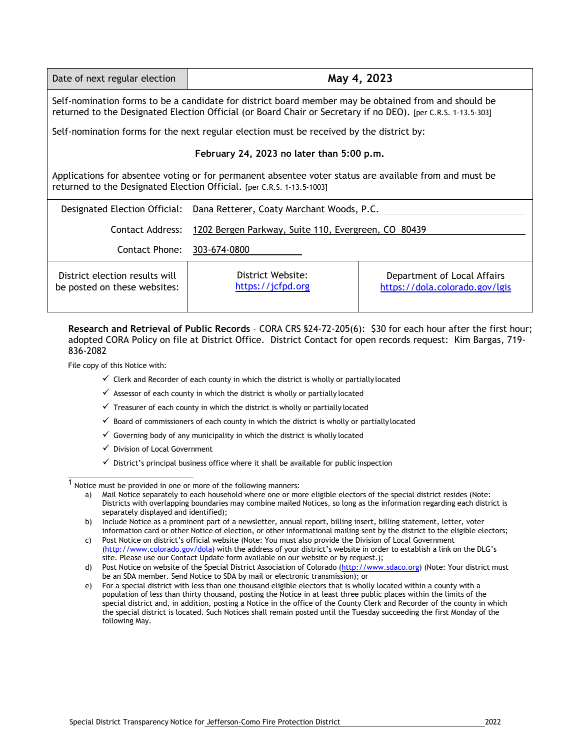| Date of next regular election | May 4, 2023 |
|---|---|

Self-nomination forms to be a candidate for district board member may be obtained from and should be returned to the Designated Election Official (or Board Chair or Secretary if no DEO). [per C.R.S. 1-13.5-303]

Self-nomination forms for the next regular election must be received by the district by:

**February 24, 2023 no later than 5:00 p.m.**

Applications for absentee voting or for permanent absentee voter status are available from and must be returned to the Designated Election Official. [per C.R.S. 1-13.5-1003]

| | |
|---|---|
| Designated Election Official: | Dana Retterer, Coaty Marchant Woods, P.C. |
| Contact Address: | 1202 Bergen Parkway, Suite 110, Evergreen, CO 80439 |
| Contact Phone: | 303-674-0800 |

| | | |
|---|---|---|
| District election results will be posted on these websites: | District Website: https://jcfpd.org | Department of Local Affairs https://dola.colorado.gov/lgis |

**Research and Retrieval of Public Records** – CORA CRS §24-72-205(6): $30 for each hour after the first hour; adopted CORA Policy on file at District Office. District Contact for open records request: Kim Bargas, 719-836-2082

File copy of this Notice with:

- ✓ Clerk and Recorder of each county in which the district is wholly or partially located
- ✓ Assessor of each county in which the district is wholly or partially located
- ✓ Treasurer of each county in which the district is wholly or partially located
- ✓ Board of commissioners of each county in which the district is wholly or partially located
- ✓ Governing body of any municipality in which the district is wholly located
- ✓ Division of Local Government
- ✓ District's principal business office where it shall be available for public inspection

[1] Notice must be provided in one or more of the following manners:

a) Mail Notice separately to each household where one or more eligible electors of the special district resides (Note: Districts with overlapping boundaries may combine mailed Notices, so long as the information regarding each district is separately displayed and identified);

b) Include Notice as a prominent part of a newsletter, annual report, billing insert, billing statement, letter, voter information card or other Notice of election, or other informational mailing sent by the district to the eligible electors;

c) Post Notice on district's official website (Note: You must also provide the Division of Local Government (http://www.colorado.gov/dola) with the address of your district's website in order to establish a link on the DLG's site. Please use our Contact Update form available on our website or by request.);

d) Post Notice on website of the Special District Association of Colorado (http://www.sdaco.org) (Note: Your district must be an SDA member. Send Notice to SDA by mail or electronic transmission); or

e) For a special district with less than one thousand eligible electors that is wholly located within a county with a population of less than thirty thousand, posting the Notice in at least three public places within the limits of the special district and, in addition, posting a Notice in the office of the County Clerk and Recorder of the county in which the special district is located. Such Notices shall remain posted until the Tuesday succeeding the first Monday of the following May.

Special District Transparency Notice for Jefferson-Como Fire Protection District 2022